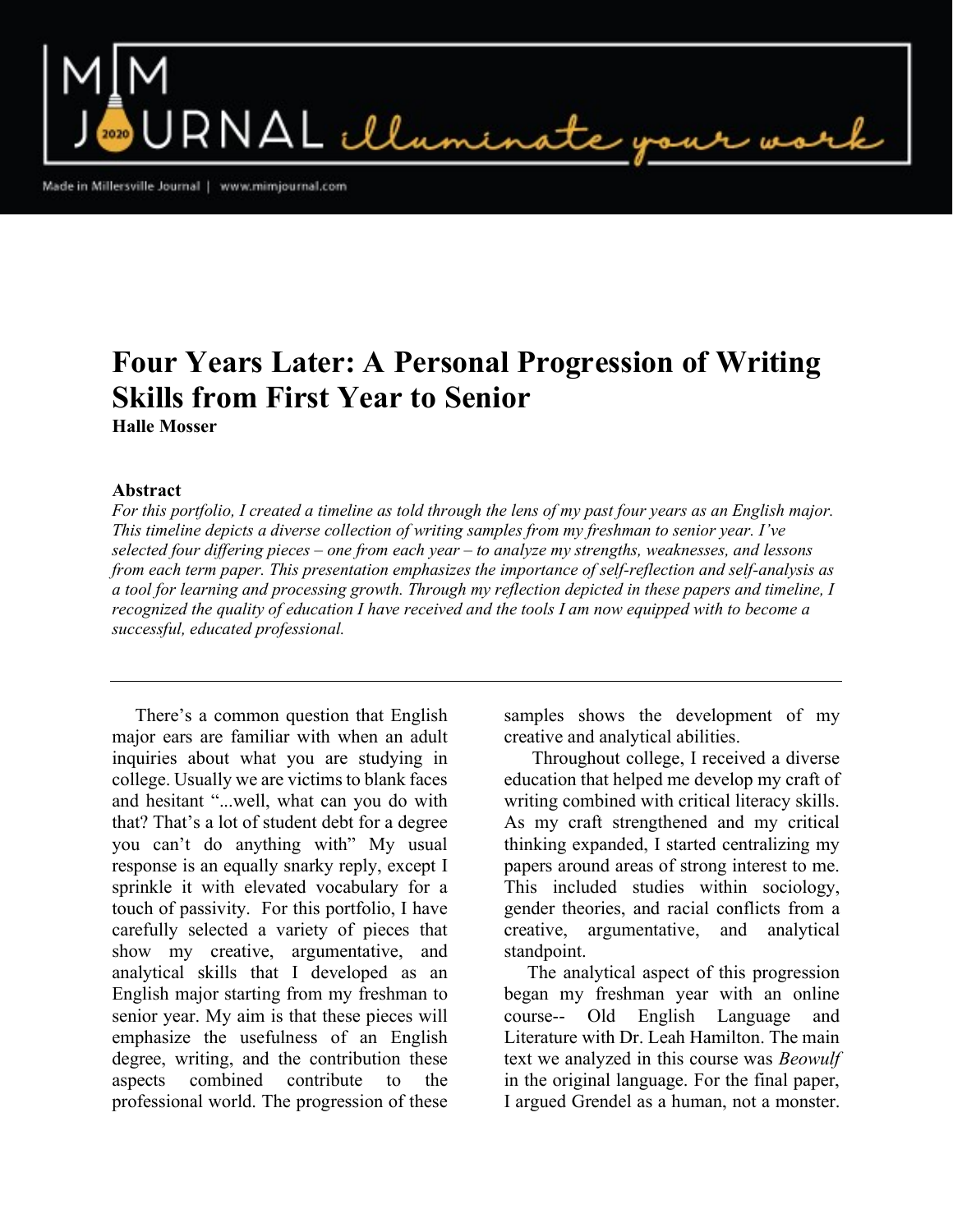# Four Years Later: A Personal Progression of Writing Skills from First Year to Senior

**Halle Mosser**

**Abstract**

*For this portfolio, I created a timeline as told through the lens of my past four years as an English major. This timeline depicts a diverse collection of writing samples from my freshman to senior year. I've selected four differing pieces – one from each year – to analyze my strengths, weaknesses, and lessons from each term paper. This presentation emphasizes the importance of self-reflection and self-analysis as a tool for learning and processing growth. Through my reflection depicted in these papers and timeline, I recognized the quality of education I have received and the tools I am now equipped with to become a successful, educated professional.*

---

There's a common question that English major ears are familiar with when an adult inquiries about what you are studying in college. Usually we are victims to blank faces and hesitant "...well, what can you do with that? That's a lot of student debt for a degree you can't do anything with" My usual response is an equally snarky reply, except I sprinkle it with elevated vocabulary for a touch of passivity. For this portfolio, I have carefully selected a variety of pieces that show my creative, argumentative, and analytical skills that I developed as an English major starting from my freshman to senior year. My aim is that these pieces will emphasize the usefulness of an English degree, writing, and the contribution these aspects combined contribute to the professional world. The progression of these samples shows the development of my creative and analytical abilities.

Throughout college, I received a diverse education that helped me develop my craft of writing combined with critical literacy skills. As my craft strengthened and my critical thinking expanded, I started centralizing my papers around areas of strong interest to me. This included studies within sociology, gender theories, and racial conflicts from a creative, argumentative, and analytical standpoint.

The analytical aspect of this progression began my freshman year with an online course-- Old English Language and Literature with Dr. Leah Hamilton. The main text we analyzed in this course was *Beowulf* in the original language. For the final paper, I argued Grendel as a human, not a monster.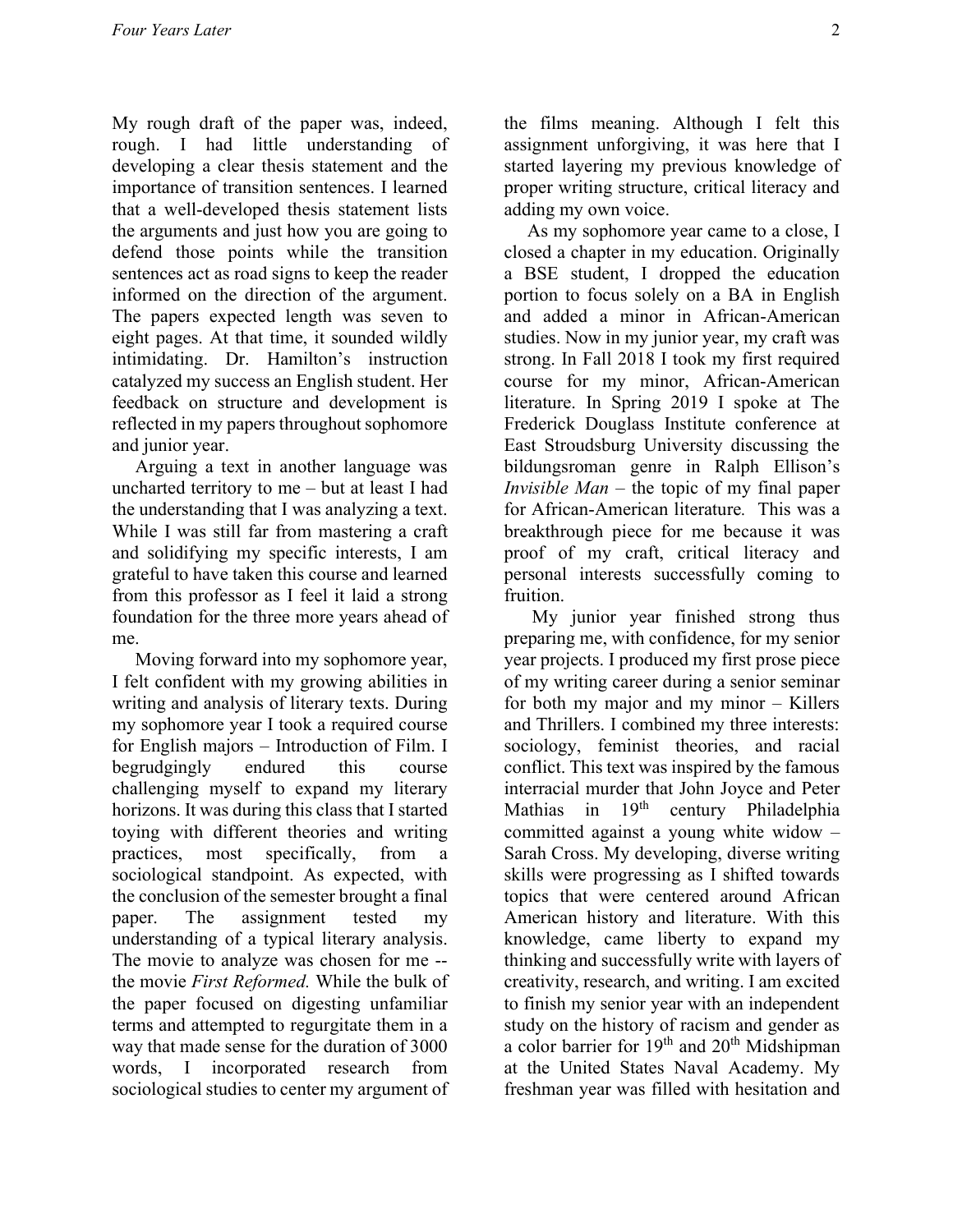My rough draft of the paper was, indeed, rough. I had little understanding of developing a clear thesis statement and the importance of transition sentences. I learned that a well-developed thesis statement lists the arguments and just how you are going to defend those points while the transition sentences act as road signs to keep the reader informed on the direction of the argument. The papers expected length was seven to eight pages. At that time, it sounded wildly intimidating. Dr. Hamilton's instruction catalyzed my success an English student. Her feedback on structure and development is reflected in my papers throughout sophomore and junior year.

Arguing a text in another language was uncharted territory to me – but at least I had the understanding that I was analyzing a text. While I was still far from mastering a craft and solidifying my specific interests, I am grateful to have taken this course and learned from this professor as I feel it laid a strong foundation for the three more years ahead of me.

Moving forward into my sophomore year, I felt confident with my growing abilities in writing and analysis of literary texts. During my sophomore year I took a required course for English majors – Introduction of Film. I begrudgingly endured this course challenging myself to expand my literary horizons. It was during this class that I started toying with different theories and writing practices, most specifically, from a sociological standpoint. As expected, with the conclusion of the semester brought a final paper. The assignment tested my understanding of a typical literary analysis. The movie to analyze was chosen for me -- the movie *First Reformed.* While the bulk of the paper focused on digesting unfamiliar terms and attempted to regurgitate them in a way that made sense for the duration of 3000 words, I incorporated research from sociological studies to center my argument of the films meaning. Although I felt this assignment unforgiving, it was here that I started layering my previous knowledge of proper writing structure, critical literacy and adding my own voice.

As my sophomore year came to a close, I closed a chapter in my education. Originally a BSE student, I dropped the education portion to focus solely on a BA in English and added a minor in African-American studies. Now in my junior year, my craft was strong. In Fall 2018 I took my first required course for my minor, African-American literature. In Spring 2019 I spoke at The Frederick Douglass Institute conference at East Stroudsburg University discussing the bildungsroman genre in Ralph Ellison's *Invisible Man* – the topic of my final paper for African-American literature. This was a breakthrough piece for me because it was proof of my craft, critical literacy and personal interests successfully coming to fruition.

My junior year finished strong thus preparing me, with confidence, for my senior year projects. I produced my first prose piece of my writing career during a senior seminar for both my major and my minor – Killers and Thrillers. I combined my three interests: sociology, feminist theories, and racial conflict. This text was inspired by the famous interracial murder that John Joyce and Peter Mathias in 19th century Philadelphia committed against a young white widow – Sarah Cross. My developing, diverse writing skills were progressing as I shifted towards topics that were centered around African American history and literature. With this knowledge, came liberty to expand my thinking and successfully write with layers of creativity, research, and writing. I am excited to finish my senior year with an independent study on the history of racism and gender as a color barrier for 19th and 20th Midshipman at the United States Naval Academy. My freshman year was filled with hesitation and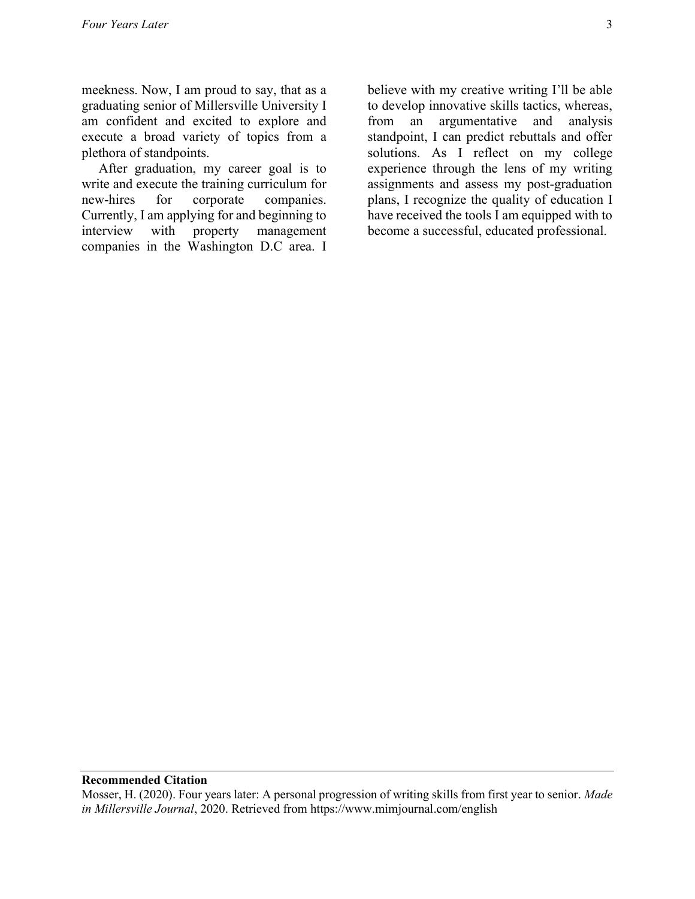meekness. Now, I am proud to say, that as a graduating senior of Millersville University I am confident and excited to explore and execute a broad variety of topics from a plethora of standpoints.

After graduation, my career goal is to write and execute the training curriculum for new-hires for corporate companies. Currently, I am applying for and beginning to interview with property management companies in the Washington D.C area. I believe with my creative writing I'll be able to develop innovative skills tactics, whereas, from an argumentative and analysis standpoint, I can predict rebuttals and offer solutions. As I reflect on my college experience through the lens of my writing assignments and assess my post-graduation plans, I recognize the quality of education I have received the tools I am equipped with to become a successful, educated professional.

**Recommended Citation**

Mosser, H. (2020). Four years later: A personal progression of writing skills from first year to senior. *Made in Millersville Journal*, 2020. Retrieved from https://www.mimjournal.com/english